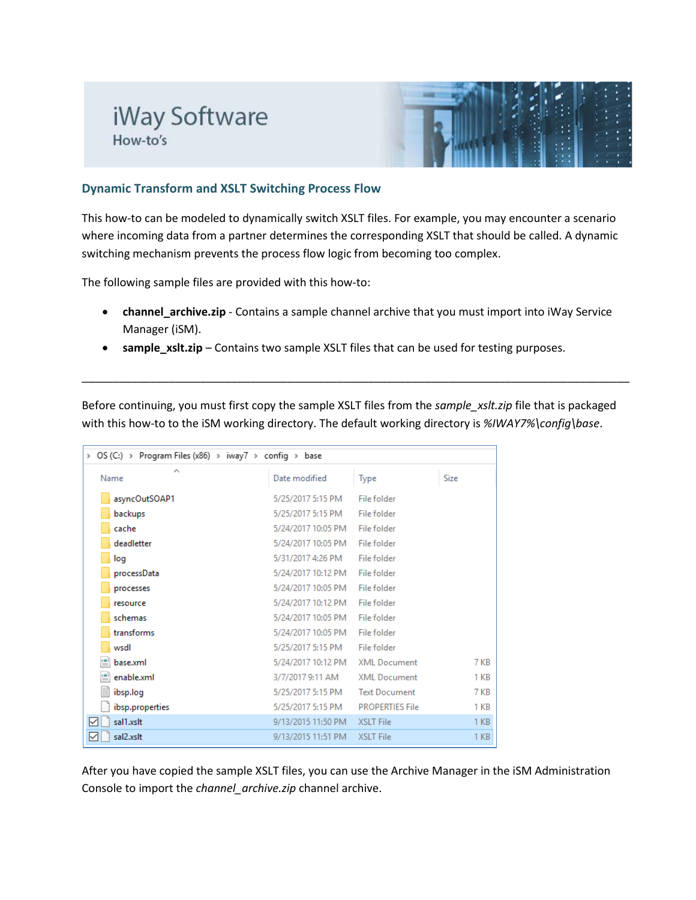# iWay Software
## How-to's

### Dynamic Transform and XSLT Switching Process Flow

This how-to can be modeled to dynamically switch XSLT files. For example, you may encounter a scenario where incoming data from a partner determines the corresponding XSLT that should be called. A dynamic switching mechanism prevents the process flow logic from becoming too complex.

The following sample files are provided with this how-to:

- **channel_archive.zip** - Contains a sample channel archive that you must import into iWay Service Manager (iSM).
- **sample_xslt.zip** – Contains two sample XSLT files that can be used for testing purposes.

---

Before continuing, you must first copy the sample XSLT files from the *sample_xslt.zip* file that is packaged with this how-to to the iSM working directory. The default working directory is *%IWAY7%\config\base*.

OS (C:) > Program Files (x86) > iway7 > config > base

| Name | Date modified | Type | Size |
|---|---|---|---|
| asyncOutSOAP1 | 5/25/2017 5:15 PM | File folder | |
| backups | 5/25/2017 5:15 PM | File folder | |
| cache | 5/24/2017 10:05 PM | File folder | |
| deadletter | 5/24/2017 10:05 PM | File folder | |
| log | 5/31/2017 4:26 PM | File folder | |
| processData | 5/24/2017 10:12 PM | File folder | |
| processes | 5/24/2017 10:05 PM | File folder | |
| resource | 5/24/2017 10:12 PM | File folder | |
| schemas | 5/24/2017 10:05 PM | File folder | |
| transforms | 5/24/2017 10:05 PM | File folder | |
| wsdl | 5/25/2017 5:15 PM | File folder | |
| base.xml | 5/24/2017 10:12 PM | XML Document | 7 KB |
| enable.xml | 3/7/2017 9:11 AM | XML Document | 1 KB |
| ibsp.log | 5/25/2017 5:15 PM | Text Document | 7 KB |
| ibsp.properties | 5/25/2017 5:15 PM | PROPERTIES File | 1 KB |
| sal1.xslt | 9/13/2015 11:50 PM | XSLT File | 1 KB |
| sal2.xslt | 9/13/2015 11:51 PM | XSLT File | 1 KB |

After you have copied the sample XSLT files, you can use the Archive Manager in the iSM Administration Console to import the *channel_archive.zip* channel archive.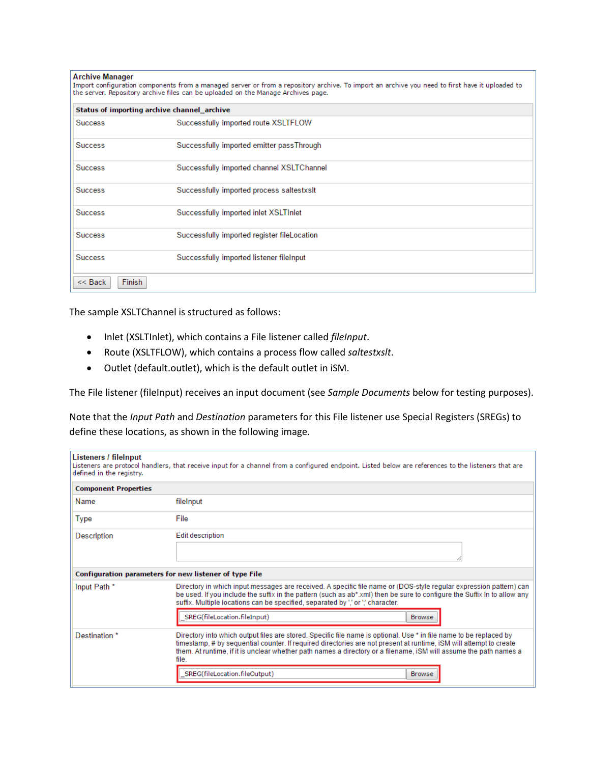**Archive Manager**

Import configuration components from a managed server or from a repository archive. To import an archive you need to first have it uploaded to the server. Repository archive files can be uploaded on the Manage Archives page.

| Status of importing archive channel_archive | |
|---|---|
| Success | Successfully imported route XSLTFLOW |
| Success | Successfully imported emitter passThrough |
| Success | Successfully imported channel XSLTChannel |
| Success | Successfully imported process saltestxslt |
| Success | Successfully imported inlet XSLTInlet |
| Success | Successfully imported register fileLocation |
| Success | Successfully imported listener fileInput |

<< Back | Finish

The sample XSLTChannel is structured as follows:

- Inlet (XSLTInlet), which contains a File listener called *fileInput*.
- Route (XSLTFLOW), which contains a process flow called *saltestxslt*.
- Outlet (default.outlet), which is the default outlet in iSM.

The File listener (fileInput) receives an input document (see *Sample Documents* below for testing purposes).

Note that the *Input Path* and *Destination* parameters for this File listener use Special Registers (SREGs) to define these locations, as shown in the following image.

**Listeners / fileInput**

Listeners are protocol handlers, that receive input for a channel from a configured endpoint. Listed below are references to the listeners that are defined in the registry.

| Component Properties | |
|---|---|
| Name | fileInput |
| Type | File |
| Description | Edit description |

| Configuration parameters for new listener of type File | |
|---|---|
| Input Path * | Directory in which input messages are received. A specific file name or (DOS-style regular expression pattern) can be used. If you include the suffix in the pattern (such as ab*.xml) then be sure to configure the Suffix In to allow any suffix. Multiple locations can be specified, separated by ',' or ';' character.<br>_SREG(fileLocation.fileInput) Browse |
| Destination * | Directory into which output files are stored. Specific file name is optional. Use * in file name to be replaced by timestamp, # by sequential counter. If required directories are not present at runtime, iSM will attempt to create them. At runtime, if it is unclear whether path names a directory or a filename, iSM will assume the path names a file.<br>_SREG(fileLocation.fileOutput) Browse |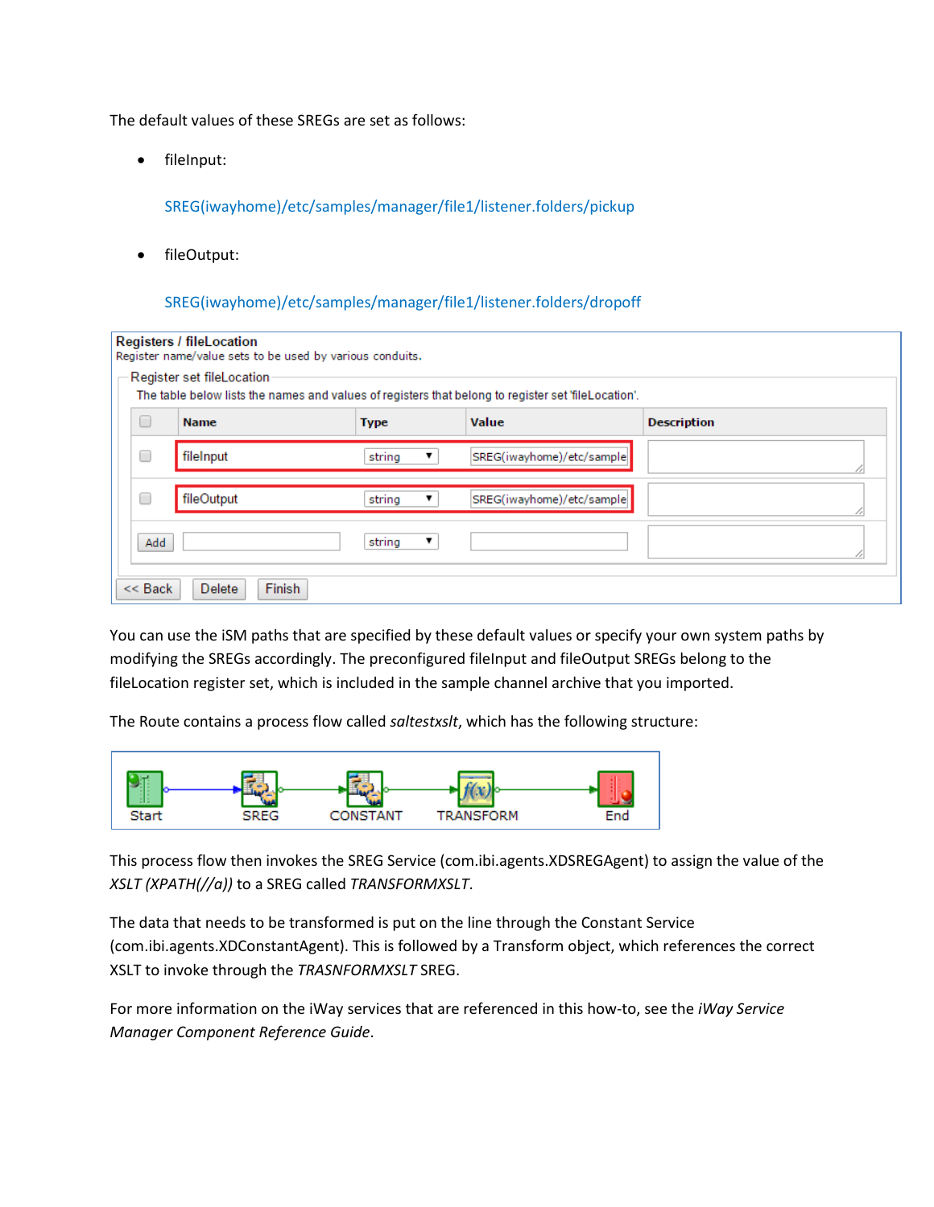The default values of these SREGs are set as follows:

- fileInput:

  SREG(iwayhome)/etc/samples/manager/file1/listener.folders/pickup

- fileOutput:

  SREG(iwayhome)/etc/samples/manager/file1/listener.folders/dropoff

You can use the iSM paths that are specified by these default values or specify your own system paths by modifying the SREGs accordingly. The preconfigured fileInput and fileOutput SREGs belong to the fileLocation register set, which is included in the sample channel archive that you imported.

The Route contains a process flow called *saltestxslt*, which has the following structure:

This process flow then invokes the SREG Service (com.ibi.agents.XDSREGAgent) to assign the value of the *XSLT (XPATH(//a))* to a SREG called *TRANSFORMXSLT*.

The data that needs to be transformed is put on the line through the Constant Service (com.ibi.agents.XDConstantAgent). This is followed by a Transform object, which references the correct XSLT to invoke through the *TRASNFORMXSLT* SREG.

For more information on the iWay services that are referenced in this how-to, see the *iWay Service Manager Component Reference Guide*.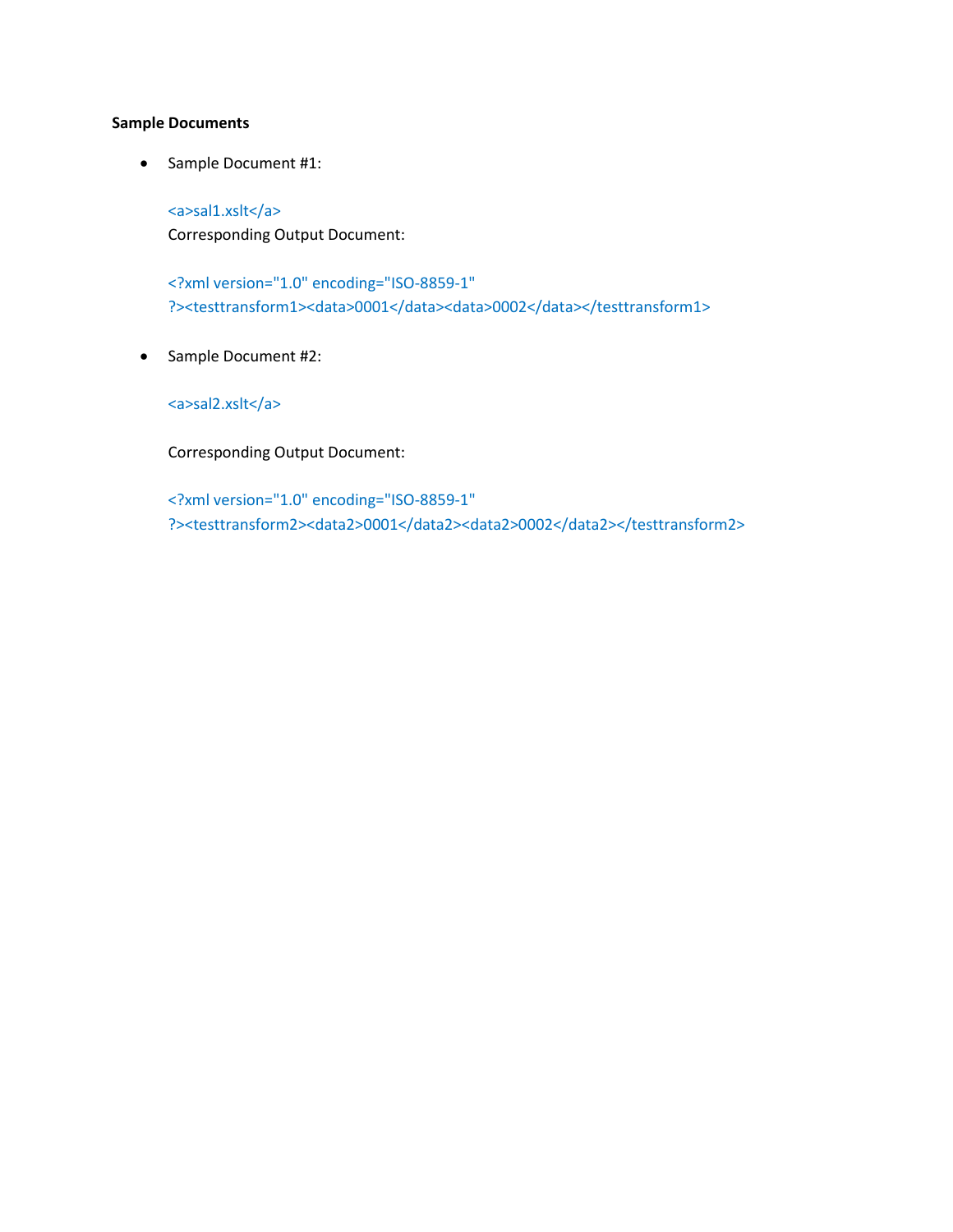**Sample Documents**

- Sample Document #1:

  ```
  <a>sal1.xslt</a>
  ```

  Corresponding Output Document:

  ```
  <?xml version="1.0" encoding="ISO-8859-1"
  ?><testtransform1><data>0001</data><data>0002</data></testtransform1>
  ```

- Sample Document #2:

  ```
  <a>sal2.xslt</a>
  ```

  Corresponding Output Document:

  ```
  <?xml version="1.0" encoding="ISO-8859-1"
  ?><testtransform2><data2>0001</data2><data2>0002</data2></testtransform2>
  ```